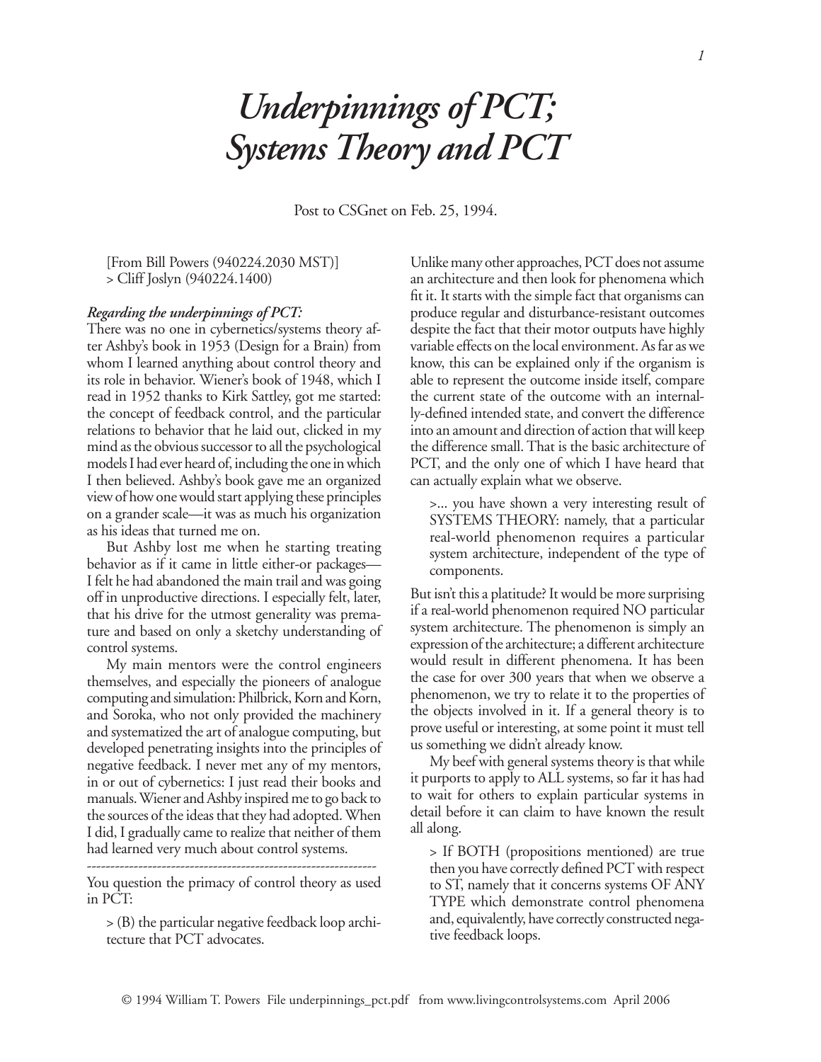# *Underpinnings of PCT; Systems Theory and PCT*

Post to CSGnet on Feb. 25, 1994.

[From Bill Powers (940224.2030 MST)]
> Cliff Joslyn (940224.1400)

***Regarding the underpinnings of PCT:***

There was no one in cybernetics/systems theory after Ashby's book in 1953 (Design for a Brain) from whom I learned anything about control theory and its role in behavior. Wiener's book of 1948, which I read in 1952 thanks to Kirk Sattley, got me started: the concept of feedback control, and the particular relations to behavior that he laid out, clicked in my mind as the obvious successor to all the psychological models I had ever heard of, including the one in which I then believed. Ashby's book gave me an organized view of how one would start applying these principles on a grander scale—it was as much his organization as his ideas that turned me on.

But Ashby lost me when he starting treating behavior as if it came in little either-or packages—I felt he had abandoned the main trail and was going off in unproductive directions. I especially felt, later, that his drive for the utmost generality was premature and based on only a sketchy understanding of control systems.

My main mentors were the control engineers themselves, and especially the pioneers of analogue computing and simulation: Philbrick, Korn and Korn, and Soroka, who not only provided the machinery and systematized the art of analogue computing, but developed penetrating insights into the principles of negative feedback. I never met any of my mentors, in or out of cybernetics: I just read their books and manuals. Wiener and Ashby inspired me to go back to the sources of the ideas that they had adopted. When I did, I gradually came to realize that neither of them had learned very much about control systems.

---

You question the primacy of control theory as used in PCT:

> (B) the particular negative feedback loop architecture that PCT advocates.

Unlike many other approaches, PCT does not assume an architecture and then look for phenomena which fit it. It starts with the simple fact that organisms can produce regular and disturbance-resistant outcomes despite the fact that their motor outputs have highly variable effects on the local environment. As far as we know, this can be explained only if the organism is able to represent the outcome inside itself, compare the current state of the outcome with an internally-defined intended state, and convert the difference into an amount and direction of action that will keep the difference small. That is the basic architecture of PCT, and the only one of which I have heard that can actually explain what we observe.

>... you have shown a very interesting result of SYSTEMS THEORY: namely, that a particular real-world phenomenon requires a particular system architecture, independent of the type of components.

But isn't this a platitude? It would be more surprising if a real-world phenomenon required NO particular system architecture. The phenomenon is simply an expression of the architecture; a different architecture would result in different phenomena. It has been the case for over 300 years that when we observe a phenomenon, we try to relate it to the properties of the objects involved in it. If a general theory is to prove useful or interesting, at some point it must tell us something we didn't already know.

My beef with general systems theory is that while it purports to apply to ALL systems, so far it has had to wait for others to explain particular systems in detail before it can claim to have known the result all along.

> If BOTH (propositions mentioned) are true then you have correctly defined PCT with respect to ST, namely that it concerns systems OF ANY TYPE which demonstrate control phenomena and, equivalently, have correctly constructed negative feedback loops.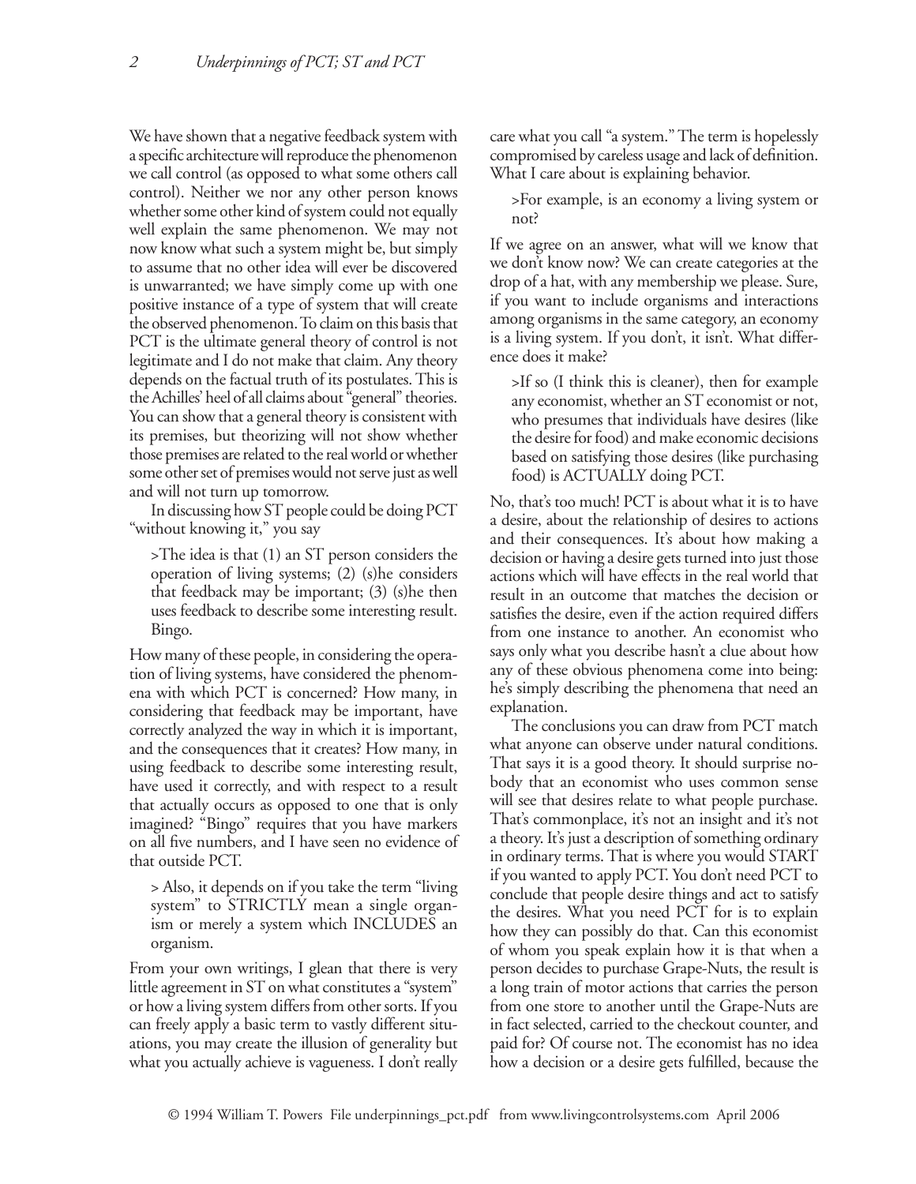We have shown that a negative feedback system with a specific architecture will reproduce the phenomenon we call control (as opposed to what some others call control). Neither we nor any other person knows whether some other kind of system could not equally well explain the same phenomenon. We may not now know what such a system might be, but simply to assume that no other idea will ever be discovered is unwarranted; we have simply come up with one positive instance of a type of system that will create the observed phenomenon. To claim on this basis that PCT is the ultimate general theory of control is not legitimate and I do not make that claim. Any theory depends on the factual truth of its postulates. This is the Achilles' heel of all claims about "general" theories. You can show that a general theory is consistent with its premises, but theorizing will not show whether those premises are related to the real world or whether some other set of premises would not serve just as well and will not turn up tomorrow.

In discussing how ST people could be doing PCT "without knowing it," you say

> >The idea is that (1) an ST person considers the operation of living systems; (2) (s)he considers that feedback may be important; (3) (s)he then uses feedback to describe some interesting result. Bingo.

How many of these people, in considering the operation of living systems, have considered the phenomena with which PCT is concerned? How many, in considering that feedback may be important, have correctly analyzed the way in which it is important, and the consequences that it creates? How many, in using feedback to describe some interesting result, have used it correctly, and with respect to a result that actually occurs as opposed to one that is only imagined? "Bingo" requires that you have markers on all five numbers, and I have seen no evidence of that outside PCT.

> > Also, it depends on if you take the term "living system" to STRICTLY mean a single organism or merely a system which INCLUDES an organism.

From your own writings, I glean that there is very little agreement in ST on what constitutes a "system" or how a living system differs from other sorts. If you can freely apply a basic term to vastly different situations, you may create the illusion of generality but what you actually achieve is vagueness. I don't really care what you call "a system." The term is hopelessly compromised by careless usage and lack of definition. What I care about is explaining behavior.

> >For example, is an economy a living system or not?

If we agree on an answer, what will we know that we don't know now? We can create categories at the drop of a hat, with any membership we please. Sure, if you want to include organisms and interactions among organisms in the same category, an economy is a living system. If you don't, it isn't. What difference does it make?

> >If so (I think this is cleaner), then for example any economist, whether an ST economist or not, who presumes that individuals have desires (like the desire for food) and make economic decisions based on satisfying those desires (like purchasing food) is ACTUALLY doing PCT.

No, that's too much! PCT is about what it is to have a desire, about the relationship of desires to actions and their consequences. It's about how making a decision or having a desire gets turned into just those actions which will have effects in the real world that result in an outcome that matches the decision or satisfies the desire, even if the action required differs from one instance to another. An economist who says only what you describe hasn't a clue about how any of these obvious phenomena come into being: he's simply describing the phenomena that need an explanation.

The conclusions you can draw from PCT match what anyone can observe under natural conditions. That says it is a good theory. It should surprise nobody that an economist who uses common sense will see that desires relate to what people purchase. That's commonplace, it's not an insight and it's not a theory. It's just a description of something ordinary in ordinary terms. That is where you would START if you wanted to apply PCT. You don't need PCT to conclude that people desire things and act to satisfy the desires. What you need PCT for is to explain how they can possibly do that. Can this economist of whom you speak explain how it is that when a person decides to purchase Grape-Nuts, the result is a long train of motor actions that carries the person from one store to another until the Grape-Nuts are in fact selected, carried to the checkout counter, and paid for? Of course not. The economist has no idea how a decision or a desire gets fulfilled, because the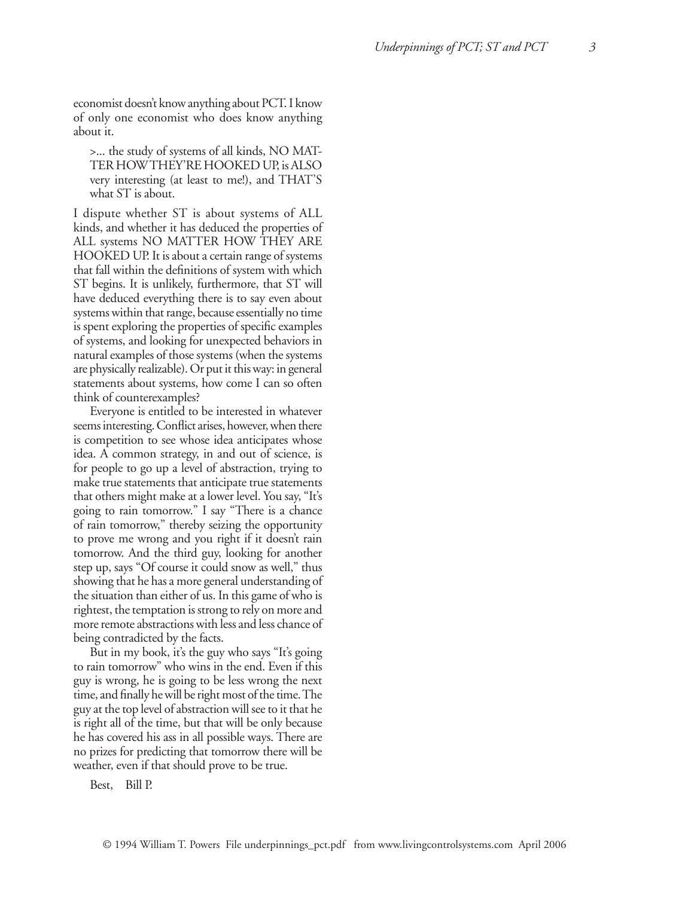economist doesn't know anything about PCT. I know of only one economist who does know anything about it.

> >... the study of systems of all kinds, NO MATTER HOW THEY'RE HOOKED UP, is ALSO very interesting (at least to me!), and THAT'S what ST is about.

I dispute whether ST is about systems of ALL kinds, and whether it has deduced the properties of ALL systems NO MATTER HOW THEY ARE HOOKED UP. It is about a certain range of systems that fall within the definitions of system with which ST begins. It is unlikely, furthermore, that ST will have deduced everything there is to say even about systems within that range, because essentially no time is spent exploring the properties of specific examples of systems, and looking for unexpected behaviors in natural examples of those systems (when the systems are physically realizable). Or put it this way: in general statements about systems, how come I can so often think of counterexamples?

Everyone is entitled to be interested in whatever seems interesting. Conflict arises, however, when there is competition to see whose idea anticipates whose idea. A common strategy, in and out of science, is for people to go up a level of abstraction, trying to make true statements that anticipate true statements that others might make at a lower level. You say, "It's going to rain tomorrow." I say "There is a chance of rain tomorrow," thereby seizing the opportunity to prove me wrong and you right if it doesn't rain tomorrow. And the third guy, looking for another step up, says "Of course it could snow as well," thus showing that he has a more general understanding of the situation than either of us. In this game of who is rightest, the temptation is strong to rely on more and more remote abstractions with less and less chance of being contradicted by the facts.

But in my book, it's the guy who says "It's going to rain tomorrow" who wins in the end. Even if this guy is wrong, he is going to be less wrong the next time, and finally he will be right most of the time. The guy at the top level of abstraction will see to it that he is right all of the time, but that will be only because he has covered his ass in all possible ways. There are no prizes for predicting that tomorrow there will be weather, even if that should prove to be true.

Best, Bill P.